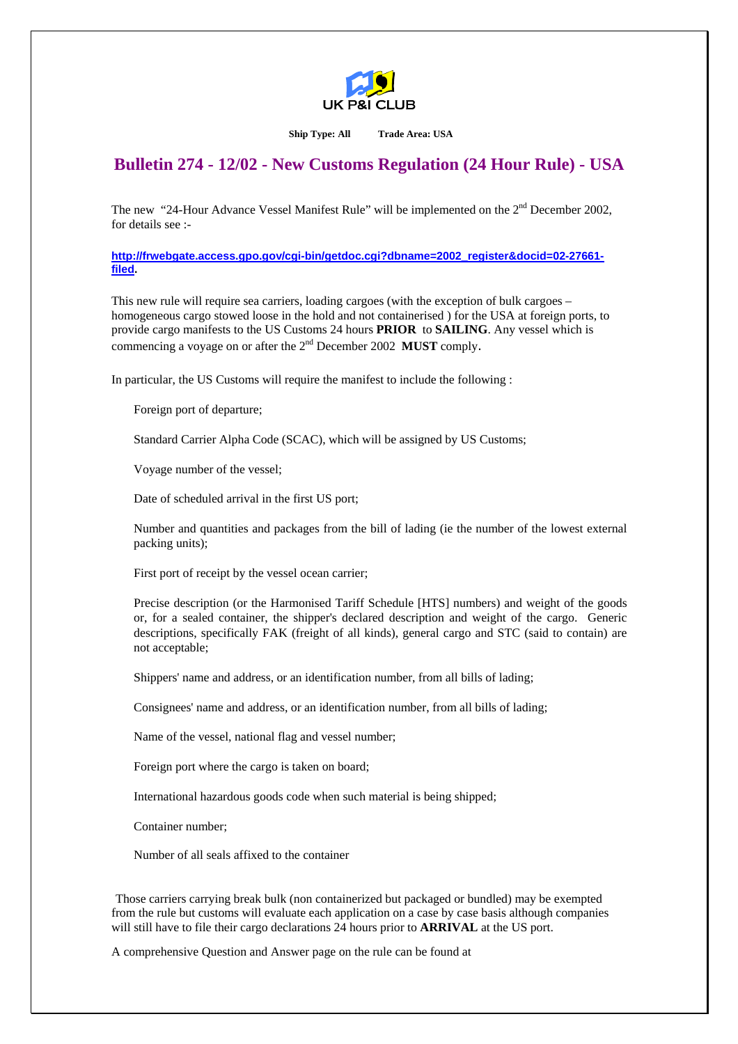UK P&I CLUB

**Ship Type: All** **Trade Area: USA**

# Bulletin 274 - 12/02 - New Customs Regulation (24 Hour Rule) - USA

The new "24-Hour Advance Vessel Manifest Rule" will be implemented on the 2nd December 2002, for details see :-

**http://frwebgate.access.gpo.gov/cgi-bin/getdoc.cgi?dbname=2002_register&docid=02-27661-filed.**

This new rule will require sea carriers, loading cargoes (with the exception of bulk cargoes – homogeneous cargo stowed loose in the hold and not containerised ) for the USA at foreign ports, to provide cargo manifests to the US Customs 24 hours **PRIOR** to **SAILING**. Any vessel which is commencing a voyage on or after the 2nd December 2002 **MUST** comply.

In particular, the US Customs will require the manifest to include the following :

Foreign port of departure;

Standard Carrier Alpha Code (SCAC), which will be assigned by US Customs;

Voyage number of the vessel;

Date of scheduled arrival in the first US port;

Number and quantities and packages from the bill of lading (ie the number of the lowest external packing units);

First port of receipt by the vessel ocean carrier;

Precise description (or the Harmonised Tariff Schedule [HTS] numbers) and weight of the goods or, for a sealed container, the shipper's declared description and weight of the cargo. Generic descriptions, specifically FAK (freight of all kinds), general cargo and STC (said to contain) are not acceptable;

Shippers' name and address, or an identification number, from all bills of lading;

Consignees' name and address, or an identification number, from all bills of lading;

Name of the vessel, national flag and vessel number;

Foreign port where the cargo is taken on board;

International hazardous goods code when such material is being shipped;

Container number;

Number of all seals affixed to the container

Those carriers carrying break bulk (non containerized but packaged or bundled) may be exempted from the rule but customs will evaluate each application on a case by case basis although companies will still have to file their cargo declarations 24 hours prior to **ARRIVAL** at the US port.

A comprehensive Question and Answer page on the rule can be found at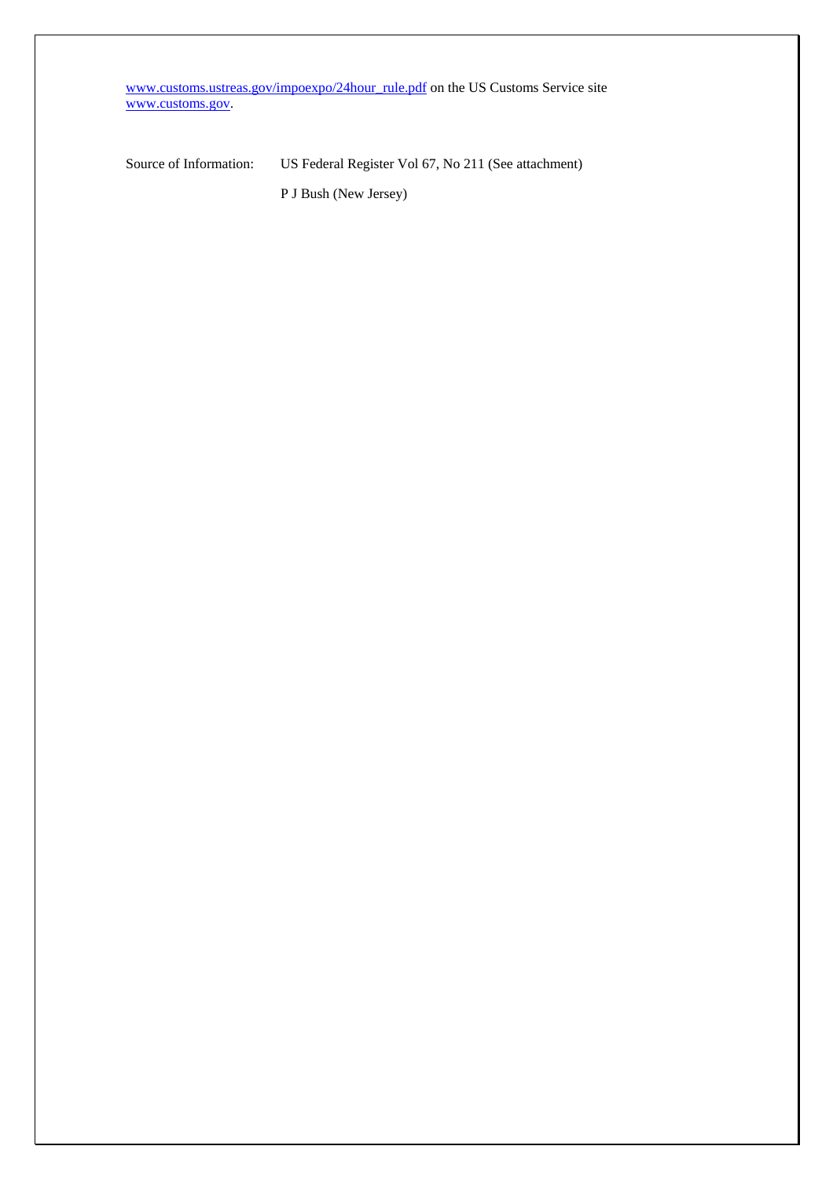www.customs.ustreas.gov/impoexpo/24hour_rule.pdf on the US Customs Service site www.customs.gov.

Source of Information: US Federal Register Vol 67, No 211 (See attachment)

P J Bush (New Jersey)